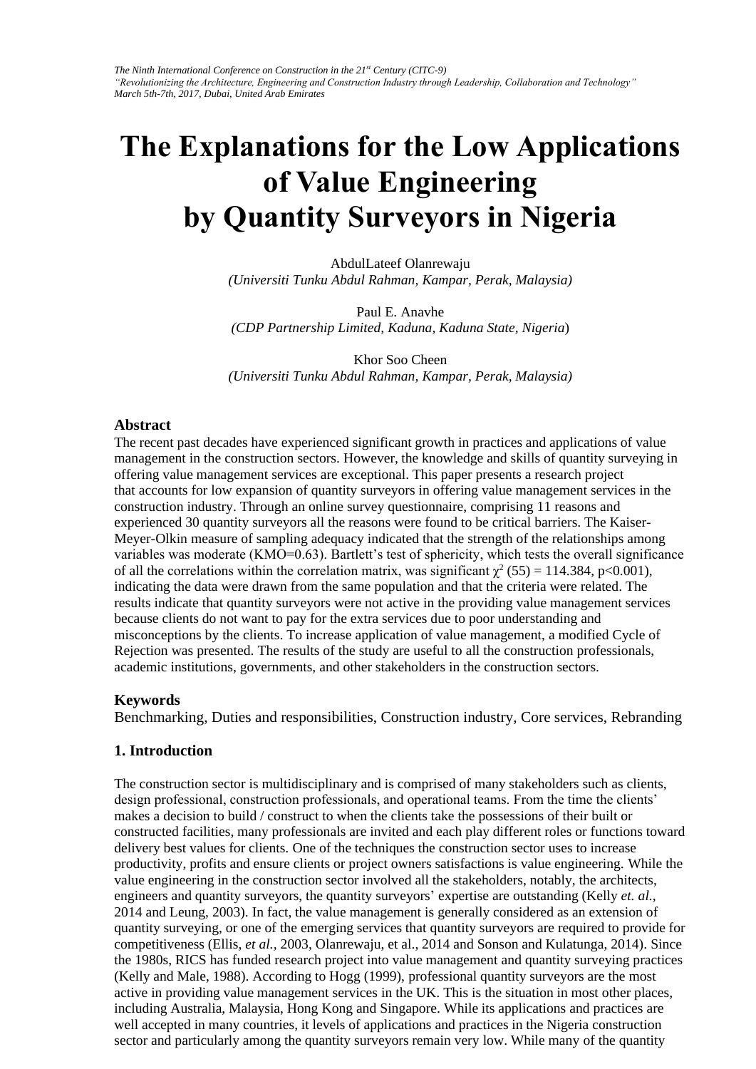*The Ninth International Conference on Construction in the 21st Century (CITC-9)*
*"Revolutionizing the Architecture, Engineering and Construction Industry through Leadership, Collaboration and Technology"*
*March 5th-7th, 2017, Dubai, United Arab Emirates*

# The Explanations for the Low Applications of Value Engineering by Quantity Surveyors in Nigeria

AbdulLateef Olanrewaju
*(Universiti Tunku Abdul Rahman, Kampar, Perak, Malaysia)*

Paul E. Anavhe
*(CDP Partnership Limited, Kaduna, Kaduna State, Nigeria)*

Khor Soo Cheen
*(Universiti Tunku Abdul Rahman, Kampar, Perak, Malaysia)*

### Abstract

The recent past decades have experienced significant growth in practices and applications of value management in the construction sectors. However, the knowledge and skills of quantity surveying in offering value management services are exceptional. This paper presents a research project that accounts for low expansion of quantity surveyors in offering value management services in the construction industry. Through an online survey questionnaire, comprising 11 reasons and experienced 30 quantity surveyors all the reasons were found to be critical barriers. The Kaiser-Meyer-Olkin measure of sampling adequacy indicated that the strength of the relationships among variables was moderate (KMO=0.63). Bartlett's test of sphericity, which tests the overall significance of all the correlations within the correlation matrix, was significant $\chi^2$ (55) = 114.384, $p<0.001$), indicating the data were drawn from the same population and that the criteria were related. The results indicate that quantity surveyors were not active in the providing value management services because clients do not want to pay for the extra services due to poor understanding and misconceptions by the clients. To increase application of value management, a modified Cycle of Rejection was presented. The results of the study are useful to all the construction professionals, academic institutions, governments, and other stakeholders in the construction sectors.

### Keywords

Benchmarking, Duties and responsibilities, Construction industry, Core services, Rebranding

### 1. Introduction

The construction sector is multidisciplinary and is comprised of many stakeholders such as clients, design professional, construction professionals, and operational teams. From the time the clients' makes a decision to build / construct to when the clients take the possessions of their built or constructed facilities, many professionals are invited and each play different roles or functions toward delivery best values for clients. One of the techniques the construction sector uses to increase productivity, profits and ensure clients or project owners satisfactions is value engineering. While the value engineering in the construction sector involved all the stakeholders, notably, the architects, engineers and quantity surveyors, the quantity surveyors' expertise are outstanding (Kelly *et. al.*, 2014 and Leung, 2003). In fact, the value management is generally considered as an extension of quantity surveying, or one of the emerging services that quantity surveyors are required to provide for competitiveness (Ellis, *et al.*, 2003, Olanrewaju, et al., 2014 and Sonson and Kulatunga, 2014). Since the 1980s, RICS has funded research project into value management and quantity surveying practices (Kelly and Male, 1988). According to Hogg (1999), professional quantity surveyors are the most active in providing value management services in the UK. This is the situation in most other places, including Australia, Malaysia, Hong Kong and Singapore. While its applications and practices are well accepted in many countries, it levels of applications and practices in the Nigeria construction sector and particularly among the quantity surveyors remain very low. While many of the quantity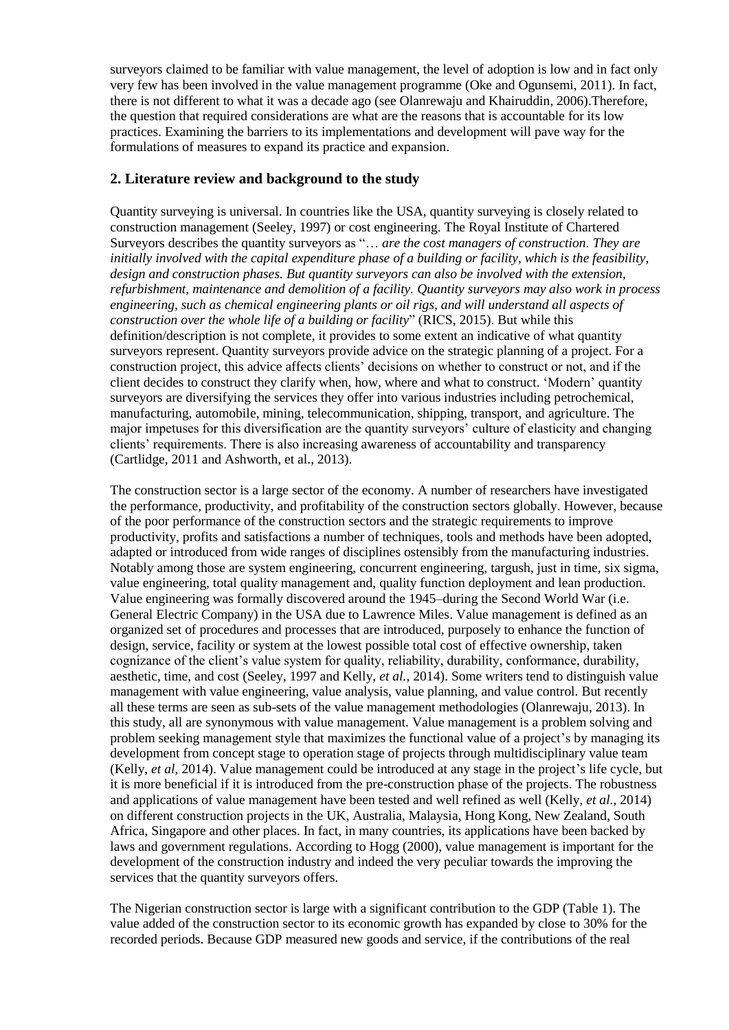surveyors claimed to be familiar with value management, the level of adoption is low and in fact only very few has been involved in the value management programme (Oke and Ogunsemi, 2011). In fact, there is not different to what it was a decade ago (see Olanrewaju and Khairuddin, 2006).Therefore, the question that required considerations are what are the reasons that is accountable for its low practices. Examining the barriers to its implementations and development will pave way for the formulations of measures to expand its practice and expansion.

## 2. Literature review and background to the study

Quantity surveying is universal. In countries like the USA, quantity surveying is closely related to construction management (Seeley, 1997) or cost engineering. The Royal Institute of Chartered Surveyors describes the quantity surveyors as "… *are the cost managers of construction. They are initially involved with the capital expenditure phase of a building or facility, which is the feasibility, design and construction phases. But quantity surveyors can also be involved with the extension, refurbishment, maintenance and demolition of a facility. Quantity surveyors may also work in process engineering, such as chemical engineering plants or oil rigs, and will understand all aspects of construction over the whole life of a building or facility*" (RICS, 2015). But while this definition/description is not complete, it provides to some extent an indicative of what quantity surveyors represent. Quantity surveyors provide advice on the strategic planning of a project. For a construction project, this advice affects clients' decisions on whether to construct or not, and if the client decides to construct they clarify when, how, where and what to construct. 'Modern' quantity surveyors are diversifying the services they offer into various industries including petrochemical, manufacturing, automobile, mining, telecommunication, shipping, transport, and agriculture. The major impetuses for this diversification are the quantity surveyors' culture of elasticity and changing clients' requirements. There is also increasing awareness of accountability and transparency (Cartlidge, 2011 and Ashworth, et al., 2013).

The construction sector is a large sector of the economy. A number of researchers have investigated the performance, productivity, and profitability of the construction sectors globally. However, because of the poor performance of the construction sectors and the strategic requirements to improve productivity, profits and satisfactions a number of techniques, tools and methods have been adopted, adapted or introduced from wide ranges of disciplines ostensibly from the manufacturing industries. Notably among those are system engineering, concurrent engineering, targush, just in time, six sigma, value engineering, total quality management and, quality function deployment and lean production. Value engineering was formally discovered around the 1945–during the Second World War (i.e. General Electric Company) in the USA due to Lawrence Miles. Value management is defined as an organized set of procedures and processes that are introduced, purposely to enhance the function of design, service, facility or system at the lowest possible total cost of effective ownership, taken cognizance of the client's value system for quality, reliability, durability, conformance, durability, aesthetic, time, and cost (Seeley, 1997 and Kelly, *et al.,* 2014). Some writers tend to distinguish value management with value engineering, value analysis, value planning, and value control. But recently all these terms are seen as sub-sets of the value management methodologies (Olanrewaju, 2013). In this study, all are synonymous with value management. Value management is a problem solving and problem seeking management style that maximizes the functional value of a project's by managing its development from concept stage to operation stage of projects through multidisciplinary value team (Kelly, *et al,* 2014). Value management could be introduced at any stage in the project's life cycle, but it is more beneficial if it is introduced from the pre-construction phase of the projects. The robustness and applications of value management have been tested and well refined as well (Kelly, *et al.,* 2014) on different construction projects in the UK, Australia, Malaysia, Hong Kong, New Zealand, South Africa, Singapore and other places. In fact, in many countries, its applications have been backed by laws and government regulations. According to Hogg (2000), value management is important for the development of the construction industry and indeed the very peculiar towards the improving the services that the quantity surveyors offers.

The Nigerian construction sector is large with a significant contribution to the GDP (Table 1). The value added of the construction sector to its economic growth has expanded by close to 30% for the recorded periods. Because GDP measured new goods and service, if the contributions of the real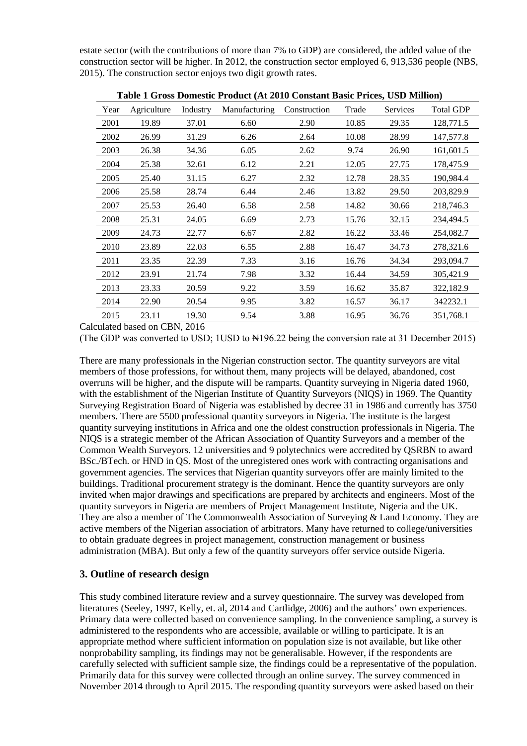estate sector (with the contributions of more than 7% to GDP) are considered, the added value of the construction sector will be higher. In 2012, the construction sector employed 6, 913,536 people (NBS, 2015). The construction sector enjoys two digit growth rates.

**Table 1 Gross Domestic Product (At 2010 Constant Basic Prices, USD Million)**

| Year | Agriculture | Industry | Manufacturing | Construction | Trade | Services | Total GDP |
|---|---|---|---|---|---|---|---|
| 2001 | 19.89 | 37.01 | 6.60 | 2.90 | 10.85 | 29.35 | 128,771.5 |
| 2002 | 26.99 | 31.29 | 6.26 | 2.64 | 10.08 | 28.99 | 147,577.8 |
| 2003 | 26.38 | 34.36 | 6.05 | 2.62 | 9.74 | 26.90 | 161,601.5 |
| 2004 | 25.38 | 32.61 | 6.12 | 2.21 | 12.05 | 27.75 | 178,475.9 |
| 2005 | 25.40 | 31.15 | 6.27 | 2.32 | 12.78 | 28.35 | 190,984.4 |
| 2006 | 25.58 | 28.74 | 6.44 | 2.46 | 13.82 | 29.50 | 203,829.9 |
| 2007 | 25.53 | 26.40 | 6.58 | 2.58 | 14.82 | 30.66 | 218,746.3 |
| 2008 | 25.31 | 24.05 | 6.69 | 2.73 | 15.76 | 32.15 | 234,494.5 |
| 2009 | 24.73 | 22.77 | 6.67 | 2.82 | 16.22 | 33.46 | 254,082.7 |
| 2010 | 23.89 | 22.03 | 6.55 | 2.88 | 16.47 | 34.73 | 278,321.6 |
| 2011 | 23.35 | 22.39 | 7.33 | 3.16 | 16.76 | 34.34 | 293,094.7 |
| 2012 | 23.91 | 21.74 | 7.98 | 3.32 | 16.44 | 34.59 | 305,421.9 |
| 2013 | 23.33 | 20.59 | 9.22 | 3.59 | 16.62 | 35.87 | 322,182.9 |
| 2014 | 22.90 | 20.54 | 9.95 | 3.82 | 16.57 | 36.17 | 342232.1 |
| 2015 | 23.11 | 19.30 | 9.54 | 3.88 | 16.95 | 36.76 | 351,768.1 |

Calculated based on CBN, 2016

(The GDP was converted to USD; 1USD to ₦196.22 being the conversion rate at 31 December 2015)

There are many professionals in the Nigerian construction sector. The quantity surveyors are vital members of those professions, for without them, many projects will be delayed, abandoned, cost overruns will be higher, and the dispute will be ramparts. Quantity surveying in Nigeria dated 1960, with the establishment of the Nigerian Institute of Quantity Surveyors (NIQS) in 1969. The Quantity Surveying Registration Board of Nigeria was established by decree 31 in 1986 and currently has 3750 members. There are 5500 professional quantity surveyors in Nigeria. The institute is the largest quantity surveying institutions in Africa and one the oldest construction professionals in Nigeria. The NIQS is a strategic member of the African Association of Quantity Surveyors and a member of the Common Wealth Surveyors. 12 universities and 9 polytechnics were accredited by QSRBN to award BSc./BTech. or HND in QS. Most of the unregistered ones work with contracting organisations and government agencies. The services that Nigerian quantity surveyors offer are mainly limited to the buildings. Traditional procurement strategy is the dominant. Hence the quantity surveyors are only invited when major drawings and specifications are prepared by architects and engineers. Most of the quantity surveyors in Nigeria are members of Project Management Institute, Nigeria and the UK. They are also a member of The Commonwealth Association of Surveying & Land Economy. They are active members of the Nigerian association of arbitrators. Many have returned to college/universities to obtain graduate degrees in project management, construction management or business administration (MBA). But only a few of the quantity surveyors offer service outside Nigeria.

## 3. Outline of research design

This study combined literature review and a survey questionnaire. The survey was developed from literatures (Seeley, 1997, Kelly, et. al, 2014 and Cartlidge, 2006) and the authors' own experiences. Primary data were collected based on convenience sampling. In the convenience sampling, a survey is administered to the respondents who are accessible, available or willing to participate. It is an appropriate method where sufficient information on population size is not available, but like other nonprobability sampling, its findings may not be generalisable. However, if the respondents are carefully selected with sufficient sample size, the findings could be a representative of the population. Primarily data for this survey were collected through an online survey. The survey commenced in November 2014 through to April 2015. The responding quantity surveyors were asked based on their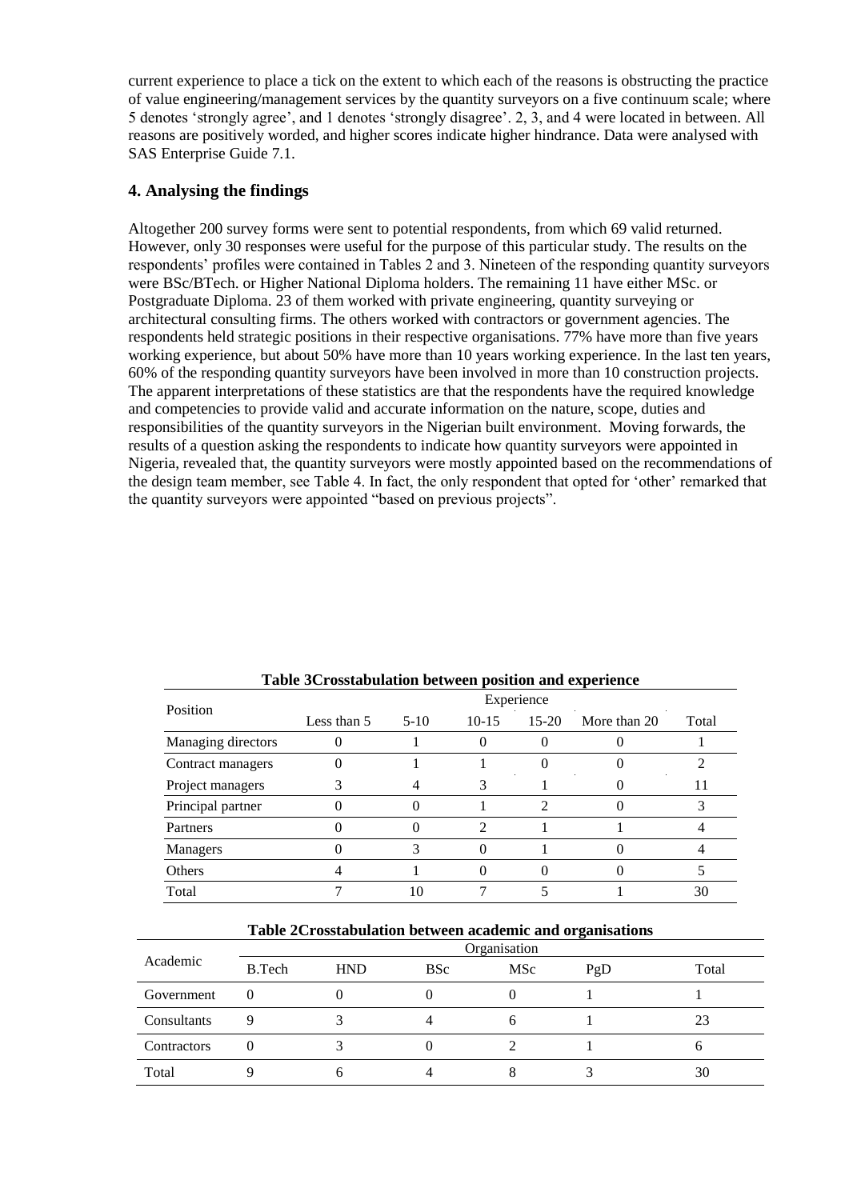current experience to place a tick on the extent to which each of the reasons is obstructing the practice of value engineering/management services by the quantity surveyors on a five continuum scale; where 5 denotes 'strongly agree', and 1 denotes 'strongly disagree'. 2, 3, and 4 were located in between. All reasons are positively worded, and higher scores indicate higher hindrance. Data were analysed with SAS Enterprise Guide 7.1.

## 4. Analysing the findings

Altogether 200 survey forms were sent to potential respondents, from which 69 valid returned. However, only 30 responses were useful for the purpose of this particular study. The results on the respondents' profiles were contained in Tables 2 and 3. Nineteen of the responding quantity surveyors were BSc/BTech. or Higher National Diploma holders. The remaining 11 have either MSc. or Postgraduate Diploma. 23 of them worked with private engineering, quantity surveying or architectural consulting firms. The others worked with contractors or government agencies. The respondents held strategic positions in their respective organisations. 77% have more than five years working experience, but about 50% have more than 10 years working experience. In the last ten years, 60% of the responding quantity surveyors have been involved in more than 10 construction projects. The apparent interpretations of these statistics are that the respondents have the required knowledge and competencies to provide valid and accurate information on the nature, scope, duties and responsibilities of the quantity surveyors in the Nigerian built environment. Moving forwards, the results of a question asking the respondents to indicate how quantity surveyors were appointed in Nigeria, revealed that, the quantity surveyors were mostly appointed based on the recommendations of the design team member, see Table 4. In fact, the only respondent that opted for 'other' remarked that the quantity surveyors were appointed "based on previous projects".

**Table 3Crosstabulation between position and experience**

| Position | Experience | | | | | |
|---|---|---|---|---|---|---|
| | Less than 5 | 5-10 | 10-15 | 15-20 | More than 20 | Total |
| Managing directors | 0 | 1 | 0 | 0 | 0 | 1 |
| Contract managers | 0 | 1 | 1 | 0 | 0 | 2 |
| Project managers | 3 | 4 | 3 | 1 | 0 | 11 |
| Principal partner | 0 | 0 | 1 | 2 | 0 | 3 |
| Partners | 0 | 0 | 2 | 1 | 1 | 4 |
| Managers | 0 | 3 | 0 | 1 | 0 | 4 |
| Others | 4 | 1 | 0 | 0 | 0 | 5 |
| Total | 7 | 10 | 7 | 5 | 1 | 30 |

**Table 2Crosstabulation between academic and organisations**

| Academic | Organisation | | | | | |
|---|---|---|---|---|---|---|
| | B.Tech | HND | BSc | MSc | PgD | Total |
| Government | 0 | 0 | 0 | 0 | 1 | 1 |
| Consultants | 9 | 3 | 4 | 6 | 1 | 23 |
| Contractors | 0 | 3 | 0 | 2 | 1 | 6 |
| Total | 9 | 6 | 4 | 8 | 3 | 30 |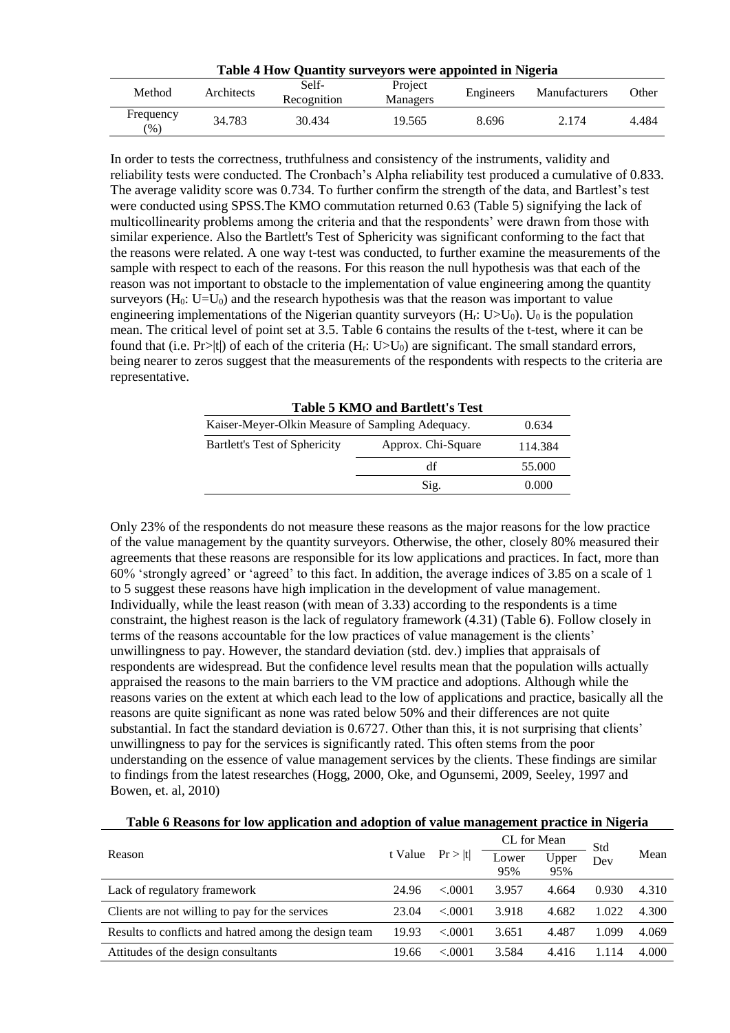**Table 4 How Quantity surveyors were appointed in Nigeria**

| Method | Architects | Self-Recognition | Project Managers | Engineers | Manufacturers | Other |
|---|---|---|---|---|---|---|
| Frequency (%) | 34.783 | 30.434 | 19.565 | 8.696 | 2.174 | 4.484 |

In order to tests the correctness, truthfulness and consistency of the instruments, validity and reliability tests were conducted. The Cronbach's Alpha reliability test produced a cumulative of 0.833. The average validity score was 0.734. To further confirm the strength of the data, and Bartlest's test were conducted using SPSS.The KMO commutation returned 0.63 (Table 5) signifying the lack of multicollinearity problems among the criteria and that the respondents' were drawn from those with similar experience. Also the Bartlett's Test of Sphericity was significant conforming to the fact that the reasons were related. A one way t-test was conducted, to further examine the measurements of the sample with respect to each of the reasons. For this reason the null hypothesis was that each of the reason was not important to obstacle to the implementation of value engineering among the quantity surveyors ($H_0$: $U=U_0$) and the research hypothesis was that the reason was important to value engineering implementations of the Nigerian quantity surveyors ($H_r$: $U>U_0$). $U_0$ is the population mean. The critical level of point set at 3.5. Table 6 contains the results of the t-test, where it can be found that (i.e. $Pr>|t|$) of each of the criteria ($H_r$: $U>U_0$) are significant. The small standard errors, being nearer to zeros suggest that the measurements of the respondents with respects to the criteria are representative.

**Table 5 KMO and Bartlett's Test**

| Kaiser-Meyer-Olkin Measure of Sampling Adequacy. | | 0.634 |
|---|---|---|
| Bartlett's Test of Sphericity | Approx. Chi-Square | 114.384 |
| | df | 55.000 |
| | Sig. | 0.000 |

Only 23% of the respondents do not measure these reasons as the major reasons for the low practice of the value management by the quantity surveyors. Otherwise, the other, closely 80% measured their agreements that these reasons are responsible for its low applications and practices. In fact, more than 60% 'strongly agreed' or 'agreed' to this fact. In addition, the average indices of 3.85 on a scale of 1 to 5 suggest these reasons have high implication in the development of value management. Individually, while the least reason (with mean of 3.33) according to the respondents is a time constraint, the highest reason is the lack of regulatory framework (4.31) (Table 6). Follow closely in terms of the reasons accountable for the low practices of value management is the clients' unwillingness to pay. However, the standard deviation (std. dev.) implies that appraisals of respondents are widespread. But the confidence level results mean that the population wills actually appraised the reasons to the main barriers to the VM practice and adoptions. Although while the reasons varies on the extent at which each lead to the low of applications and practice, basically all the reasons are quite significant as none was rated below 50% and their differences are not quite substantial. In fact the standard deviation is 0.6727. Other than this, it is not surprising that clients' unwillingness to pay for the services is significantly rated. This often stems from the poor understanding on the essence of value management services by the clients. These findings are similar to findings from the latest researches (Hogg, 2000, Oke, and Ogunsemi, 2009, Seeley, 1997 and Bowen, et. al, 2010)

**Table 6 Reasons for low application and adoption of value management practice in Nigeria**

| Reason | t Value | Pr > \|t\| | CL for Mean | | Std Dev | Mean |
|---|---|---|---|---|---|---|
| | | | Lower 95% | Upper 95% | | |
| Lack of regulatory framework | 24.96 | <.0001 | 3.957 | 4.664 | 0.930 | 4.310 |
| Clients are not willing to pay for the services | 23.04 | <.0001 | 3.918 | 4.682 | 1.022 | 4.300 |
| Results to conflicts and hatred among the design team | 19.93 | <.0001 | 3.651 | 4.487 | 1.099 | 4.069 |
| Attitudes of the design consultants | 19.66 | <.0001 | 3.584 | 4.416 | 1.114 | 4.000 |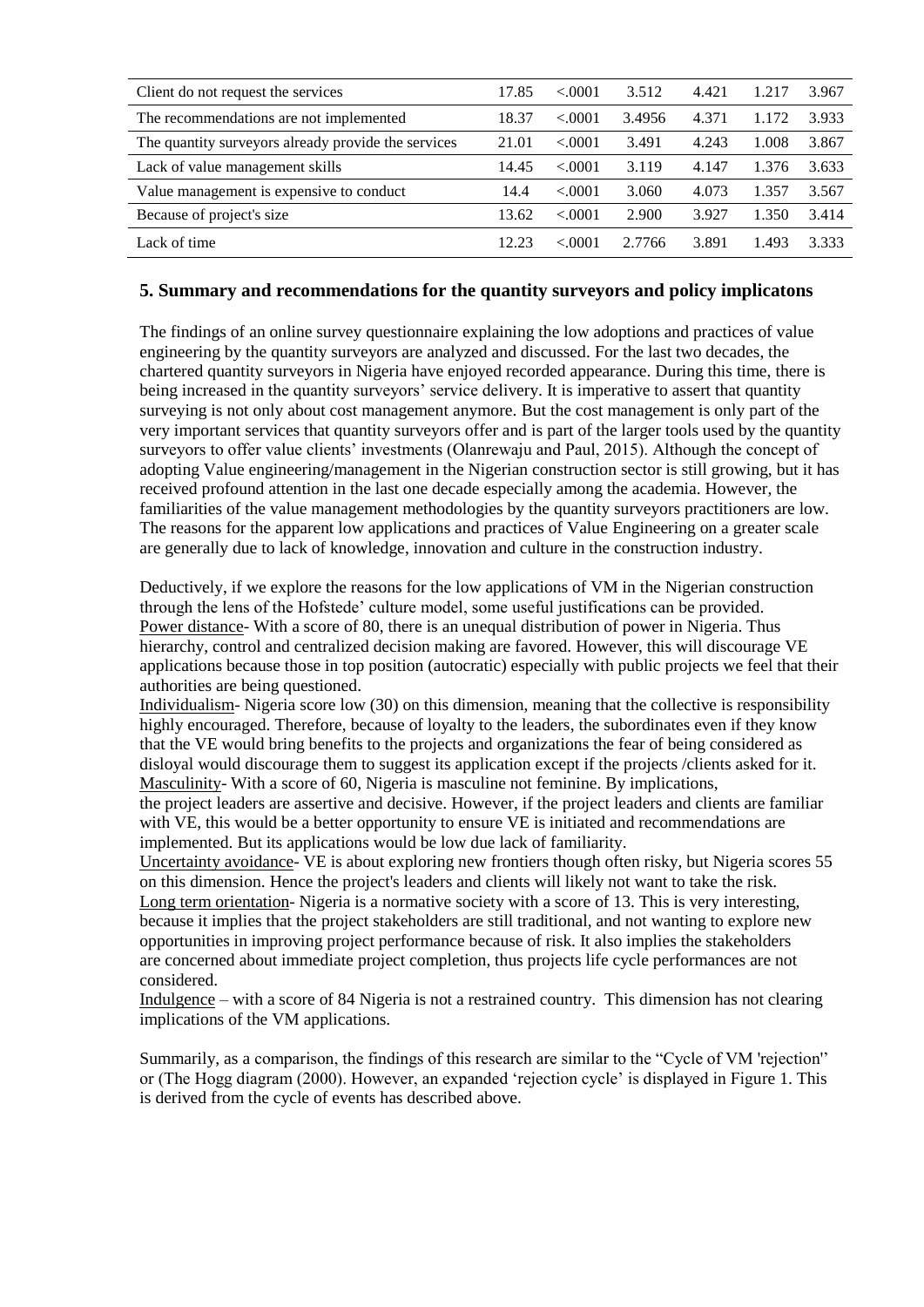| Client do not request the services | 17.85 | <.0001 | 3.512 | 4.421 | 1.217 | 3.967 |
|---|---|---|---|---|---|---|
| The recommendations are not implemented | 18.37 | <.0001 | 3.4956 | 4.371 | 1.172 | 3.933 |
| The quantity surveyors already provide the services | 21.01 | <.0001 | 3.491 | 4.243 | 1.008 | 3.867 |
| Lack of value management skills | 14.45 | <.0001 | 3.119 | 4.147 | 1.376 | 3.633 |
| Value management is expensive to conduct | 14.4 | <.0001 | 3.060 | 4.073 | 1.357 | 3.567 |
| Because of project's size | 13.62 | <.0001 | 2.900 | 3.927 | 1.350 | 3.414 |
| Lack of time | 12.23 | <.0001 | 2.7766 | 3.891 | 1.493 | 3.333 |

## 5. Summary and recommendations for the quantity surveyors and policy implicatons

The findings of an online survey questionnaire explaining the low adoptions and practices of value engineering by the quantity surveyors are analyzed and discussed. For the last two decades, the chartered quantity surveyors in Nigeria have enjoyed recorded appearance. During this time, there is being increased in the quantity surveyors' service delivery. It is imperative to assert that quantity surveying is not only about cost management anymore. But the cost management is only part of the very important services that quantity surveyors offer and is part of the larger tools used by the quantity surveyors to offer value clients' investments (Olanrewaju and Paul, 2015). Although the concept of adopting Value engineering/management in the Nigerian construction sector is still growing, but it has received profound attention in the last one decade especially among the academia. However, the familiarities of the value management methodologies by the quantity surveyors practitioners are low. The reasons for the apparent low applications and practices of Value Engineering on a greater scale are generally due to lack of knowledge, innovation and culture in the construction industry.

Deductively, if we explore the reasons for the low applications of VM in the Nigerian construction through the lens of the Hofstede' culture model, some useful justifications can be provided.
Power distance- With a score of 80, there is an unequal distribution of power in Nigeria. Thus hierarchy, control and centralized decision making are favored. However, this will discourage VE applications because those in top position (autocratic) especially with public projects we feel that their authorities are being questioned.
Individualism- Nigeria score low (30) on this dimension, meaning that the collective is responsibility highly encouraged. Therefore, because of loyalty to the leaders, the subordinates even if they know that the VE would bring benefits to the projects and organizations the fear of being considered as disloyal would discourage them to suggest its application except if the projects /clients asked for it.
Masculinity- With a score of 60, Nigeria is masculine not feminine. By implications,
the project leaders are assertive and decisive. However, if the project leaders and clients are familiar with VE, this would be a better opportunity to ensure VE is initiated and recommendations are implemented. But its applications would be low due lack of familiarity.
Uncertainty avoidance- VE is about exploring new frontiers though often risky, but Nigeria scores 55 on this dimension. Hence the project's leaders and clients will likely not want to take the risk.
Long term orientation- Nigeria is a normative society with a score of 13. This is very interesting, because it implies that the project stakeholders are still traditional, and not wanting to explore new opportunities in improving project performance because of risk. It also implies the stakeholders are concerned about immediate project completion, thus projects life cycle performances are not considered.
Indulgence – with a score of 84 Nigeria is not a restrained country. This dimension has not clearing implications of the VM applications.

Summarily, as a comparison, the findings of this research are similar to the "Cycle of VM 'rejection'" or (The Hogg diagram (2000). However, an expanded 'rejection cycle' is displayed in Figure 1. This is derived from the cycle of events has described above.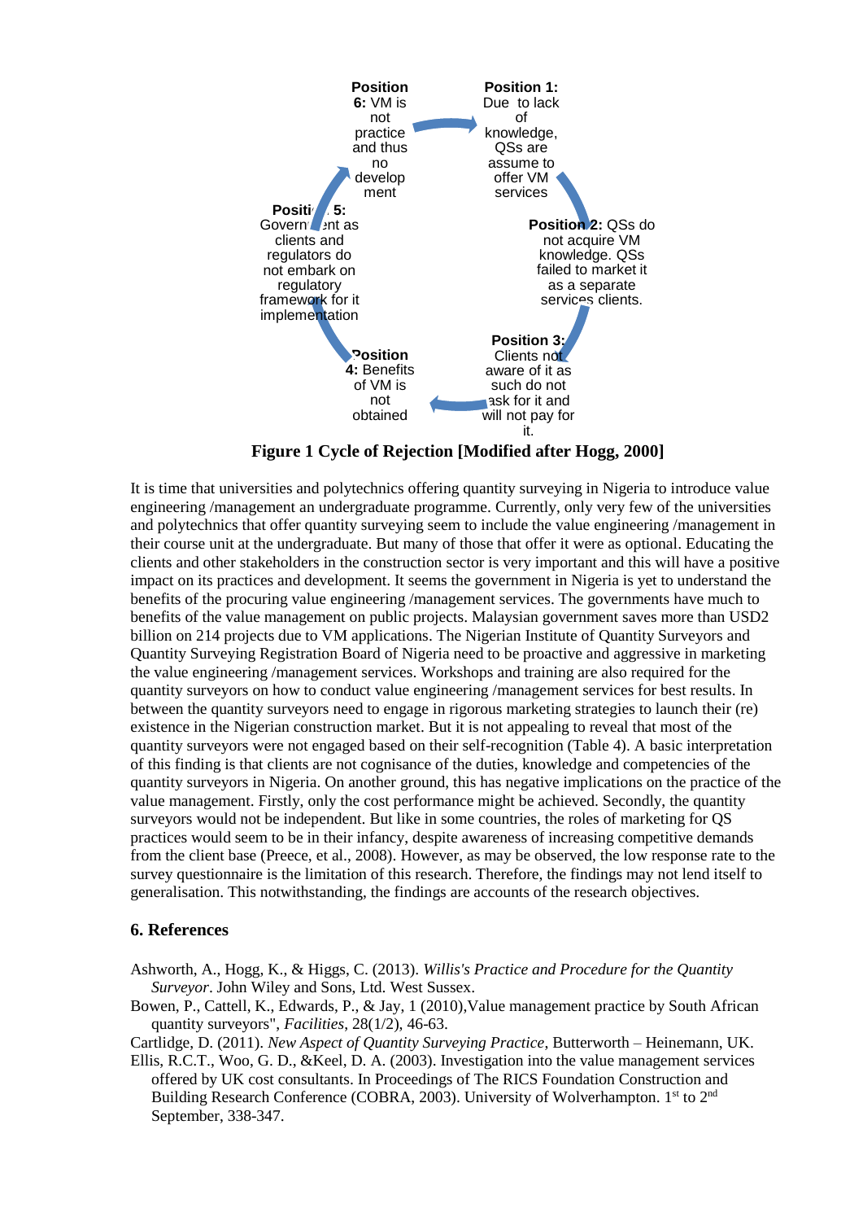**Position 6:** VM is not practice and thus no development

**Position 1:** Due to lack of knowledge, QSs are assume to offer VM services

**Position 2:** QSs do not acquire VM knowledge. QSs failed to market it as a separate services clients.

**Position 3:** Clients not aware of it as such do not ask for it and will not pay for it.

**Position 4:** Benefits of VM is not obtained

**Position 5:** Government as clients and regulators do not embark on regulatory framework for it implementation

**Figure 1 Cycle of Rejection [Modified after Hogg, 2000]**

It is time that universities and polytechnics offering quantity surveying in Nigeria to introduce value engineering /management an undergraduate programme. Currently, only very few of the universities and polytechnics that offer quantity surveying seem to include the value engineering /management in their course unit at the undergraduate. But many of those that offer it were as optional. Educating the clients and other stakeholders in the construction sector is very important and this will have a positive impact on its practices and development. It seems the government in Nigeria is yet to understand the benefits of the procuring value engineering /management services. The governments have much to benefits of the value management on public projects. Malaysian government saves more than USD2 billion on 214 projects due to VM applications. The Nigerian Institute of Quantity Surveyors and Quantity Surveying Registration Board of Nigeria need to be proactive and aggressive in marketing the value engineering /management services. Workshops and training are also required for the quantity surveyors on how to conduct value engineering /management services for best results. In between the quantity surveyors need to engage in rigorous marketing strategies to launch their (re) existence in the Nigerian construction market. But it is not appealing to reveal that most of the quantity surveyors were not engaged based on their self-recognition (Table 4). A basic interpretation of this finding is that clients are not cognisance of the duties, knowledge and competencies of the quantity surveyors in Nigeria. On another ground, this has negative implications on the practice of the value management. Firstly, only the cost performance might be achieved. Secondly, the quantity surveyors would not be independent. But like in some countries, the roles of marketing for QS practices would seem to be in their infancy, despite awareness of increasing competitive demands from the client base (Preece, et al., 2008). However, as may be observed, the low response rate to the survey questionnaire is the limitation of this research. Therefore, the findings may not lend itself to generalisation. This notwithstanding, the findings are accounts of the research objectives.

## 6. References

Ashworth, A., Hogg, K., & Higgs, C. (2013). *Willis's Practice and Procedure for the Quantity Surveyor*. John Wiley and Sons, Ltd. West Sussex.

Bowen, P., Cattell, K., Edwards, P., & Jay, 1 (2010),Value management practice by South African quantity surveyors", *Facilities*, 28(1/2), 46-63.

Cartlidge, D. (2011). *New Aspect of Quantity Surveying Practice*, Butterworth – Heinemann, UK.

Ellis, R.C.T., Woo, G. D., &Keel, D. A. (2003). Investigation into the value management services offered by UK cost consultants. In Proceedings of The RICS Foundation Construction and Building Research Conference (COBRA, 2003). University of Wolverhampton. 1st to 2nd September, 338-347.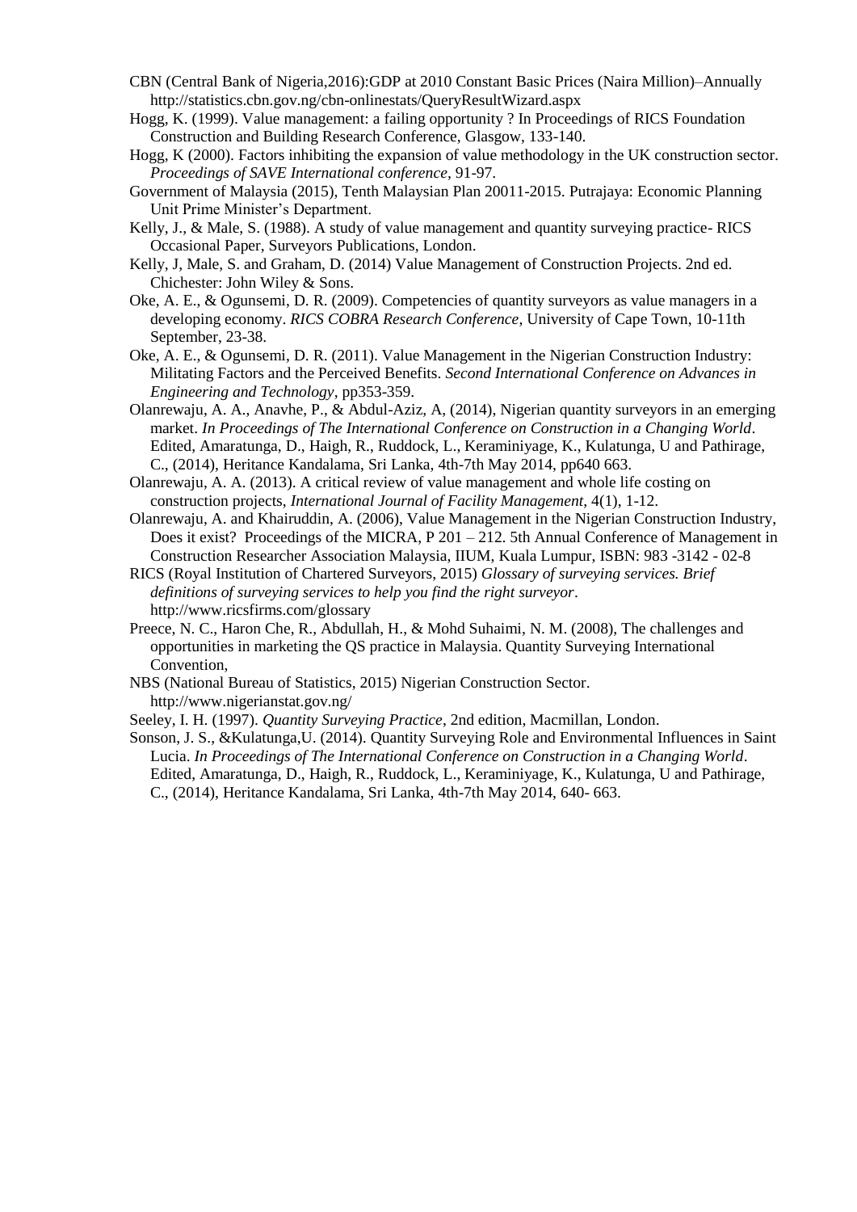CBN (Central Bank of Nigeria,2016):GDP at 2010 Constant Basic Prices (Naira Million)–Annually http://statistics.cbn.gov.ng/cbn-onlinestats/QueryResultWizard.aspx

Hogg, K. (1999). Value management: a failing opportunity ? In Proceedings of RICS Foundation Construction and Building Research Conference, Glasgow, 133-140.

Hogg, K (2000). Factors inhibiting the expansion of value methodology in the UK construction sector. *Proceedings of SAVE International conference*, 91-97.

Government of Malaysia (2015), Tenth Malaysian Plan 20011-2015. Putrajaya: Economic Planning Unit Prime Minister's Department.

Kelly, J., & Male, S. (1988). A study of value management and quantity surveying practice- RICS Occasional Paper, Surveyors Publications, London.

Kelly, J, Male, S. and Graham, D. (2014) Value Management of Construction Projects. 2nd ed. Chichester: John Wiley & Sons.

Oke, A. E., & Ogunsemi, D. R. (2009). Competencies of quantity surveyors as value managers in a developing economy. *RICS COBRA Research Conference*, University of Cape Town, 10-11th September, 23-38.

Oke, A. E., & Ogunsemi, D. R. (2011). Value Management in the Nigerian Construction Industry: Militating Factors and the Perceived Benefits. *Second International Conference on Advances in Engineering and Technology*, pp353-359.

Olanrewaju, A. A., Anavhe, P., & Abdul-Aziz, A, (2014), Nigerian quantity surveyors in an emerging market. *In Proceedings of The International Conference on Construction in a Changing World*. Edited, Amaratunga, D., Haigh, R., Ruddock, L., Keraminiyage, K., Kulatunga, U and Pathirage, C., (2014), Heritance Kandalama, Sri Lanka, 4th-7th May 2014, pp640 663.

Olanrewaju, A. A. (2013). A critical review of value management and whole life costing on construction projects, *International Journal of Facility Management*, 4(1), 1-12.

Olanrewaju, A. and Khairuddin, A. (2006), Value Management in the Nigerian Construction Industry, Does it exist? Proceedings of the MICRA, P 201 – 212. 5th Annual Conference of Management in Construction Researcher Association Malaysia, IIUM, Kuala Lumpur, ISBN: 983 -3142 - 02-8

RICS (Royal Institution of Chartered Surveyors, 2015) *Glossary of surveying services. Brief definitions of surveying services to help you find the right surveyor*. http://www.ricsfirms.com/glossary

Preece, N. C., Haron Che, R., Abdullah, H., & Mohd Suhaimi, N. M. (2008), The challenges and opportunities in marketing the QS practice in Malaysia. Quantity Surveying International Convention,

NBS (National Bureau of Statistics, 2015) Nigerian Construction Sector. http://www.nigerianstat.gov.ng/

Seeley, I. H. (1997). *Quantity Surveying Practice*, 2nd edition, Macmillan, London.

Sonson, J. S., &Kulatunga,U. (2014). Quantity Surveying Role and Environmental Influences in Saint Lucia. *In Proceedings of The International Conference on Construction in a Changing World*. Edited, Amaratunga, D., Haigh, R., Ruddock, L., Keraminiyage, K., Kulatunga, U and Pathirage, C., (2014), Heritance Kandalama, Sri Lanka, 4th-7th May 2014, 640- 663.